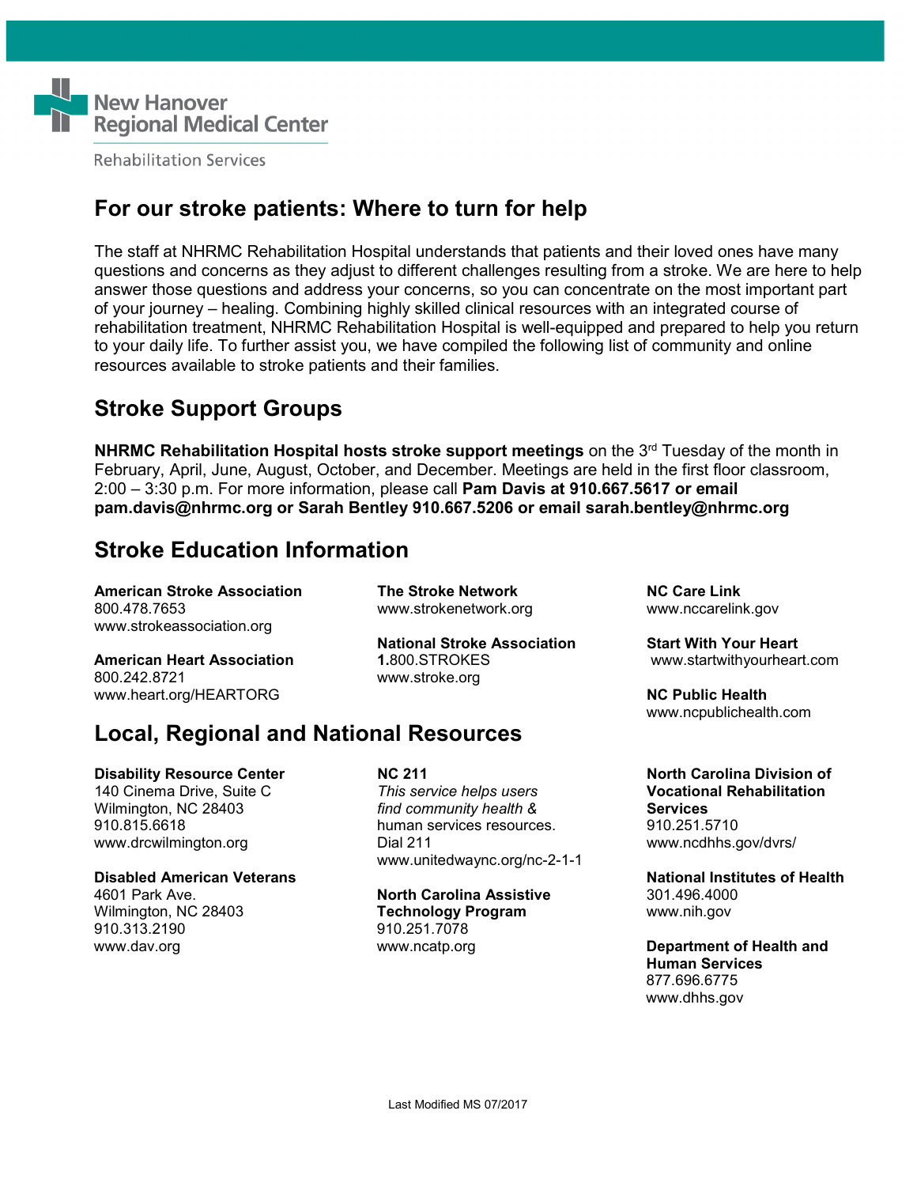New Hanover Regional Medical Center

Rehabilitation Services

# For our stroke patients: Where to turn for help

The staff at NHRMC Rehabilitation Hospital understands that patients and their loved ones have many questions and concerns as they adjust to different challenges resulting from a stroke. We are here to help answer those questions and address your concerns, so you can concentrate on the most important part of your journey – healing. Combining highly skilled clinical resources with an integrated course of rehabilitation treatment, NHRMC Rehabilitation Hospital is well-equipped and prepared to help you return to your daily life. To further assist you, we have compiled the following list of community and online resources available to stroke patients and their families.

## Stroke Support Groups

**NHRMC Rehabilitation Hospital hosts stroke support meetings** on the 3rd Tuesday of the month in February, April, June, August, October, and December. Meetings are held in the first floor classroom, 2:00 – 3:30 p.m. For more information, please call **Pam Davis at 910.667.5617 or email pam.davis@nhrmc.org or Sarah Bentley 910.667.5206 or email sarah.bentley@nhrmc.org**

## Stroke Education Information

**American Stroke Association**
800.478.7653
www.strokeassociation.org

**American Heart Association**
800.242.8721
www.heart.org/HEARTORG

**The Stroke Network**
www.strokenetwork.org

**National Stroke Association**
**1.**800.STROKES
www.stroke.org

**NC Care Link**
www.nccarelink.gov

**Start With Your Heart**
www.startwithyourheart.com

**NC Public Health**
www.ncpublichealth.com

## Local, Regional and National Resources

**Disability Resource Center**
140 Cinema Drive, Suite C
Wilmington, NC 28403
910.815.6618
www.drcwilmington.org

**Disabled American Veterans**
4601 Park Ave.
Wilmington, NC 28403
910.313.2190
www.dav.org

**NC 211**
*This service helps users find community health &* human services resources.
Dial 211
www.unitedwaync.org/nc-2-1-1

**North Carolina Assistive Technology Program**
910.251.7078
www.ncatp.org

**North Carolina Division of Vocational Rehabilitation Services**
910.251.5710
www.ncdhhs.gov/dvrs/

**National Institutes of Health**
301.496.4000
www.nih.gov

**Department of Health and Human Services**
877.696.6775
www.dhhs.gov

Last Modified MS 07/2017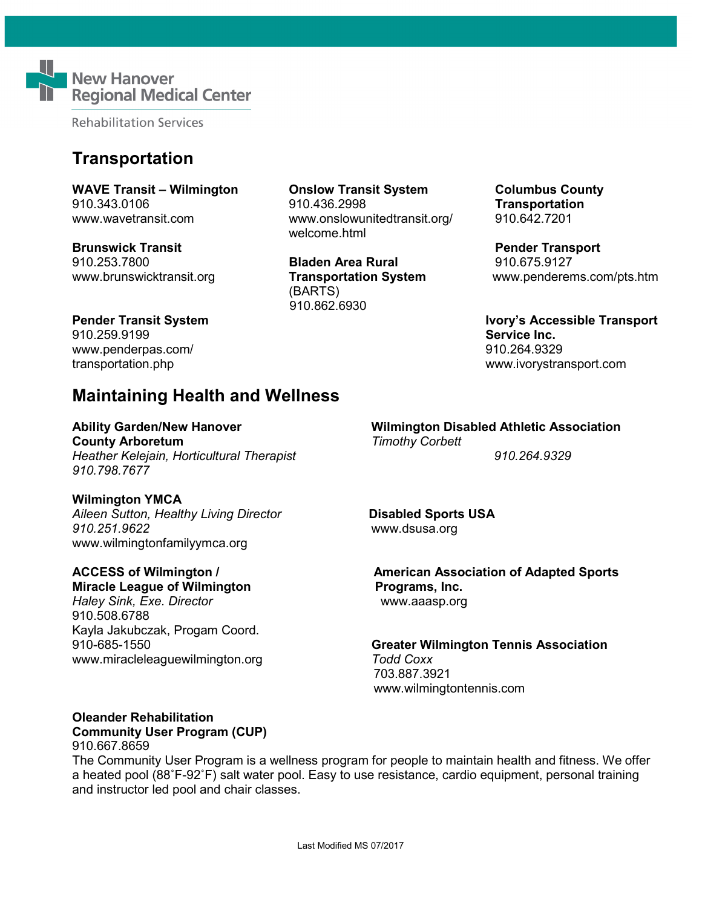New Hanover Regional Medical Center

Rehabilitation Services

## Transportation

**WAVE Transit – Wilmington**
910.343.0106
www.wavetransit.com

**Brunswick Transit**
910.253.7800
www.brunswicktransit.org

**Pender Transit System**
910.259.9199
www.penderpas.com/transportation.php

**Onslow Transit System**
910.436.2998
www.onslowunitedtransit.org/welcome.html

**Bladen Area Rural Transportation System**
(BARTS)
910.862.6930

**Columbus County Transportation**
910.642.7201

**Pender Transport**
910.675.9127
www.penderems.com/pts.htm

**Ivory's Accessible Transport Service Inc.**
910.264.9329
www.ivorystransport.com

## Maintaining Health and Wellness

**Ability Garden/New Hanover County Arboretum**
*Heather Kelejain, Horticultural Therapist*
*910.798.7677*

**Wilmington YMCA**
*Aileen Sutton, Healthy Living Director*
*910.251.9622*
www.wilmingtonfamilyymca.org

**ACCESS of Wilmington / Miracle League of Wilmington**
*Haley Sink, Exe. Director*
910.508.6788
Kayla Jakubczak, Progam Coord.
910-685-1550
www.miracleleaguewilmington.org

**Wilmington Disabled Athletic Association**
*Timothy Corbett*
*910.264.9329*

**Disabled Sports USA**
www.dsusa.org

**American Association of Adapted Sports Programs, Inc.**
www.aaasp.org

**Greater Wilmington Tennis Association**
*Todd Coxx*
703.887.3921
www.wilmingtontennis.com

**Oleander Rehabilitation Community User Program (CUP)**
910.667.8659
The Community User Program is a wellness program for people to maintain health and fitness. We offer a heated pool (88˚F-92˚F) salt water pool. Easy to use resistance, cardio equipment, personal training and instructor led pool and chair classes.

Last Modified MS 07/2017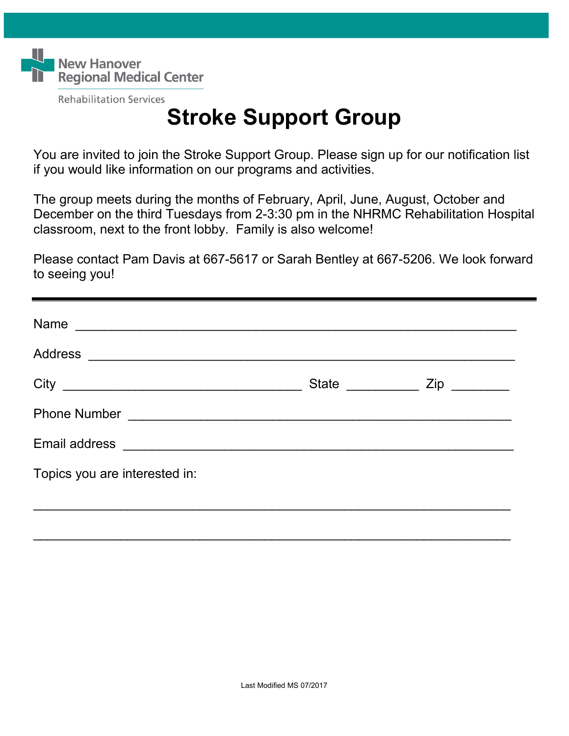New Hanover Regional Medical Center

Rehabilitation Services

# Stroke Support Group

You are invited to join the Stroke Support Group. Please sign up for our notification list if you would like information on our programs and activities.

The group meets during the months of February, April, June, August, October and December on the third Tuesdays from 2-3:30 pm in the NHRMC Rehabilitation Hospital classroom, next to the front lobby. Family is also welcome!

Please contact Pam Davis at 667-5617 or Sarah Bentley at 667-5206. We look forward to seeing you!

---

Name ____________________________________________________________

Address __________________________________________________________

City ____________________________________ State ___________ Zip _________

Phone Number ____________________________________________________

Email address ____________________________________________________

Topics you are interested in:

_________________________________________________________________

_________________________________________________________________

Last Modified MS 07/2017